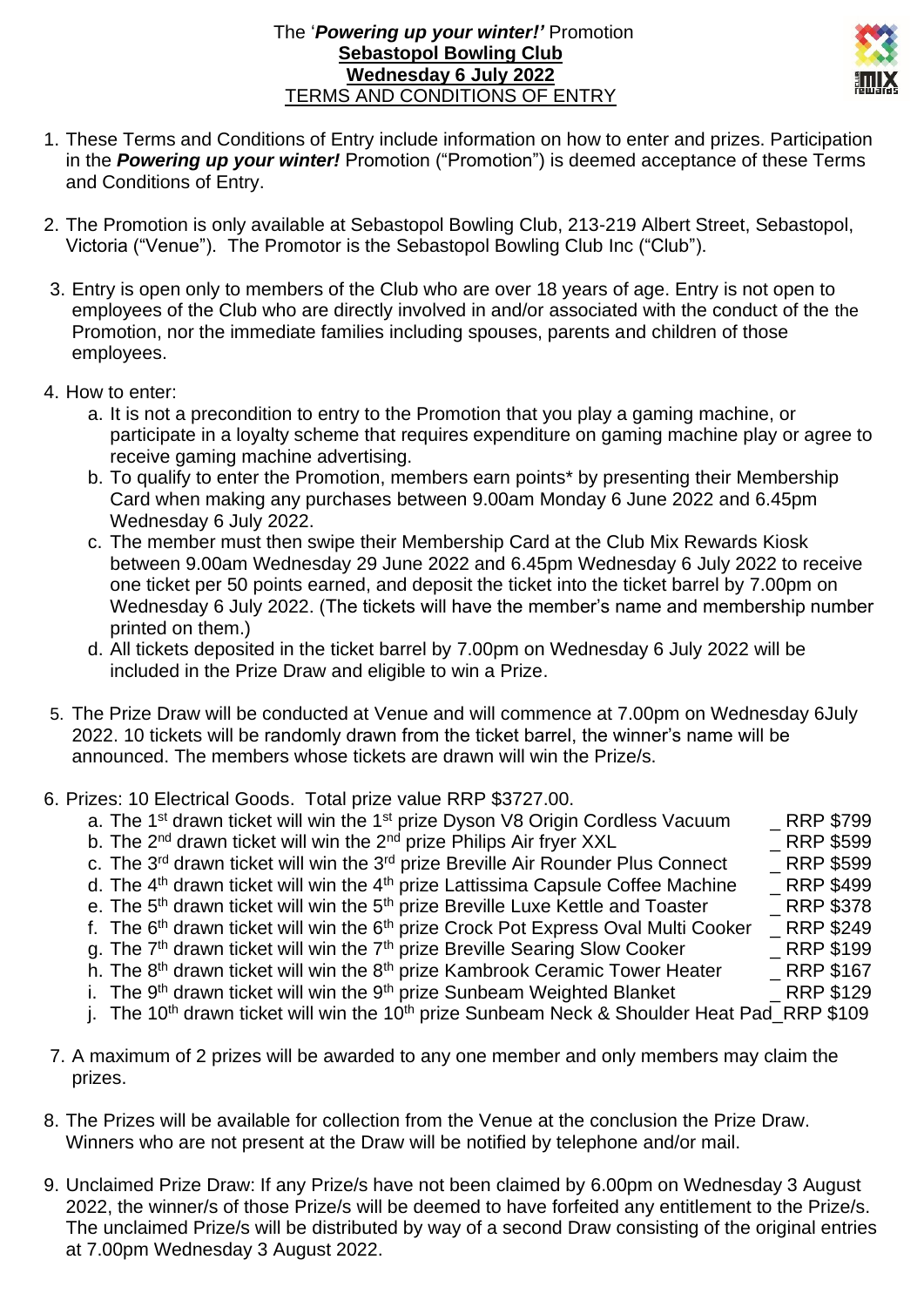The '***Powering up your winter!'*** Promotion

**Sebastopol Bowling Club**

**Wednesday 6 July 2022**

TERMS AND CONDITIONS OF ENTRY

1. These Terms and Conditions of Entry include information on how to enter and prizes. Participation in the ***Powering up your winter!*** Promotion ("Promotion") is deemed acceptance of these Terms and Conditions of Entry.

2. The Promotion is only available at Sebastopol Bowling Club, 213-219 Albert Street, Sebastopol, Victoria ("Venue"). The Promotor is the Sebastopol Bowling Club Inc ("Club").

3. Entry is open only to members of the Club who are over 18 years of age. Entry is not open to employees of the Club who are directly involved in and/or associated with the conduct of the the Promotion, nor the immediate families including spouses, parents and children of those employees.

4. How to enter:
   a. It is not a precondition to entry to the Promotion that you play a gaming machine, or participate in a loyalty scheme that requires expenditure on gaming machine play or agree to receive gaming machine advertising.
   b. To qualify to enter the Promotion, members earn points* by presenting their Membership Card when making any purchases between 9.00am Monday 6 June 2022 and 6.45pm Wednesday 6 July 2022.
   c. The member must then swipe their Membership Card at the Club Mix Rewards Kiosk between 9.00am Wednesday 29 June 2022 and 6.45pm Wednesday 6 July 2022 to receive one ticket per 50 points earned, and deposit the ticket into the ticket barrel by 7.00pm on Wednesday 6 July 2022. (The tickets will have the member's name and membership number printed on them.)
   d. All tickets deposited in the ticket barrel by 7.00pm on Wednesday 6 July 2022 will be included in the Prize Draw and eligible to win a Prize.

5. The Prize Draw will be conducted at Venue and will commence at 7.00pm on Wednesday 6July 2022. 10 tickets will be randomly drawn from the ticket barrel, the winner's name will be announced. The members whose tickets are drawn will win the Prize/s.

6. Prizes: 10 Electrical Goods. Total prize value RRP $3727.00.
   a. The 1st drawn ticket will win the 1st prize Dyson V8 Origin Cordless Vacuum _ RRP $799
   b. The 2nd drawn ticket will win the 2nd prize Philips Air fryer XXL _ RRP $599
   c. The 3rd drawn ticket will win the 3rd prize Breville Air Rounder Plus Connect _ RRP $599
   d. The 4th drawn ticket will win the 4th prize Lattissima Capsule Coffee Machine _ RRP $499
   e. The 5th drawn ticket will win the 5th prize Breville Luxe Kettle and Toaster _ RRP $378
   f. The 6th drawn ticket will win the 6th prize Crock Pot Express Oval Multi Cooker _ RRP $249
   g. The 7th drawn ticket will win the 7th prize Breville Searing Slow Cooker _ RRP $199
   h. The 8th drawn ticket will win the 8th prize Kambrook Ceramic Tower Heater _ RRP $167
   i. The 9th drawn ticket will win the 9th prize Sunbeam Weighted Blanket _ RRP $129
   j. The 10th drawn ticket will win the 10th prize Sunbeam Neck & Shoulder Heat Pad_RRP $109

7. A maximum of 2 prizes will be awarded to any one member and only members may claim the prizes.

8. The Prizes will be available for collection from the Venue at the conclusion the Prize Draw. Winners who are not present at the Draw will be notified by telephone and/or mail.

9. Unclaimed Prize Draw: If any Prize/s have not been claimed by 6.00pm on Wednesday 3 August 2022, the winner/s of those Prize/s will be deemed to have forfeited any entitlement to the Prize/s. The unclaimed Prize/s will be distributed by way of a second Draw consisting of the original entries at 7.00pm Wednesday 3 August 2022.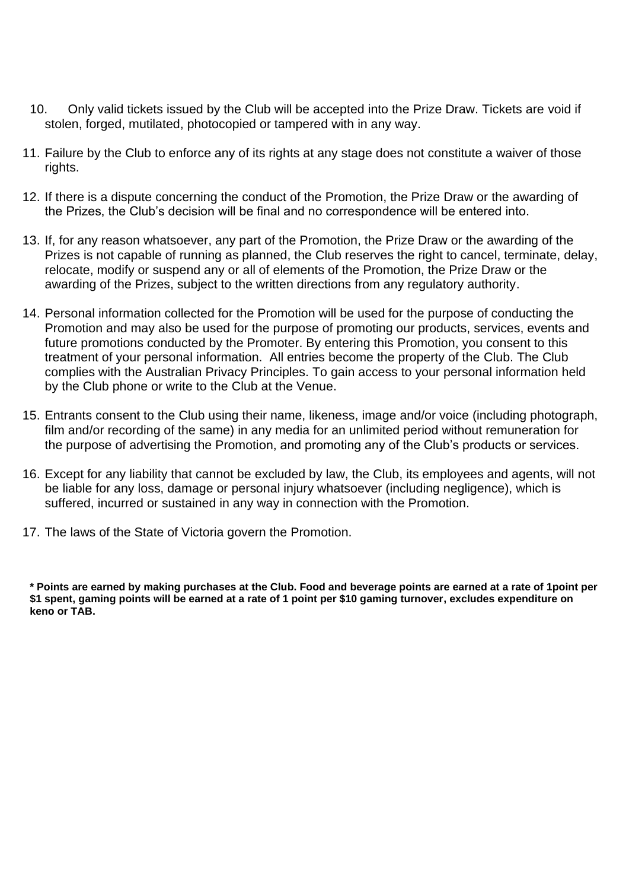10. Only valid tickets issued by the Club will be accepted into the Prize Draw. Tickets are void if stolen, forged, mutilated, photocopied or tampered with in any way.

11. Failure by the Club to enforce any of its rights at any stage does not constitute a waiver of those rights.

12. If there is a dispute concerning the conduct of the Promotion, the Prize Draw or the awarding of the Prizes, the Club's decision will be final and no correspondence will be entered into.

13. If, for any reason whatsoever, any part of the Promotion, the Prize Draw or the awarding of the Prizes is not capable of running as planned, the Club reserves the right to cancel, terminate, delay, relocate, modify or suspend any or all of elements of the Promotion, the Prize Draw or the awarding of the Prizes, subject to the written directions from any regulatory authority.

14. Personal information collected for the Promotion will be used for the purpose of conducting the Promotion and may also be used for the purpose of promoting our products, services, events and future promotions conducted by the Promoter. By entering this Promotion, you consent to this treatment of your personal information. All entries become the property of the Club. The Club complies with the Australian Privacy Principles. To gain access to your personal information held by the Club phone or write to the Club at the Venue.

15. Entrants consent to the Club using their name, likeness, image and/or voice (including photograph, film and/or recording of the same) in any media for an unlimited period without remuneration for the purpose of advertising the Promotion, and promoting any of the Club's products or services.

16. Except for any liability that cannot be excluded by law, the Club, its employees and agents, will not be liable for any loss, damage or personal injury whatsoever (including negligence), which is suffered, incurred or sustained in any way in connection with the Promotion.

17. The laws of the State of Victoria govern the Promotion.

**\* Points are earned by making purchases at the Club. Food and beverage points are earned at a rate of 1point per $1 spent, gaming points will be earned at a rate of 1 point per $10 gaming turnover, excludes expenditure on keno or TAB.**